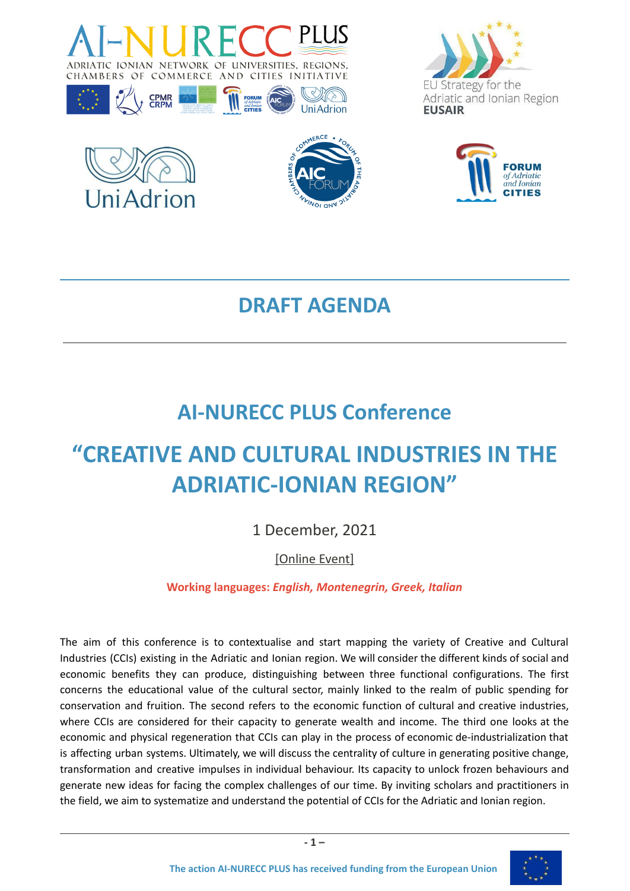# DRAFT AGENDA

## AI-NURECC PLUS Conference

# "CREATIVE AND CULTURAL INDUSTRIES IN THE ADRIATIC-IONIAN REGION"

1 December, 2021

[Online Event]

**Working languages: *English, Montenegrin, Greek, Italian***

The aim of this conference is to contextualise and start mapping the variety of Creative and Cultural Industries (CCIs) existing in the Adriatic and Ionian region. We will consider the different kinds of social and economic benefits they can produce, distinguishing between three functional configurations. The first concerns the educational value of the cultural sector, mainly linked to the realm of public spending for conservation and fruition. The second refers to the economic function of cultural and creative industries, where CCIs are considered for their capacity to generate wealth and income. The third one looks at the economic and physical regeneration that CCIs can play in the process of economic de-industrialization that is affecting urban systems. Ultimately, we will discuss the centrality of culture in generating positive change, transformation and creative impulses in individual behaviour. Its capacity to unlock frozen behaviours and generate new ideas for facing the complex challenges of our time. By inviting scholars and practitioners in the field, we aim to systematize and understand the potential of CCIs for the Adriatic and Ionian region.

The action AI-NURECC PLUS has received funding from the European Union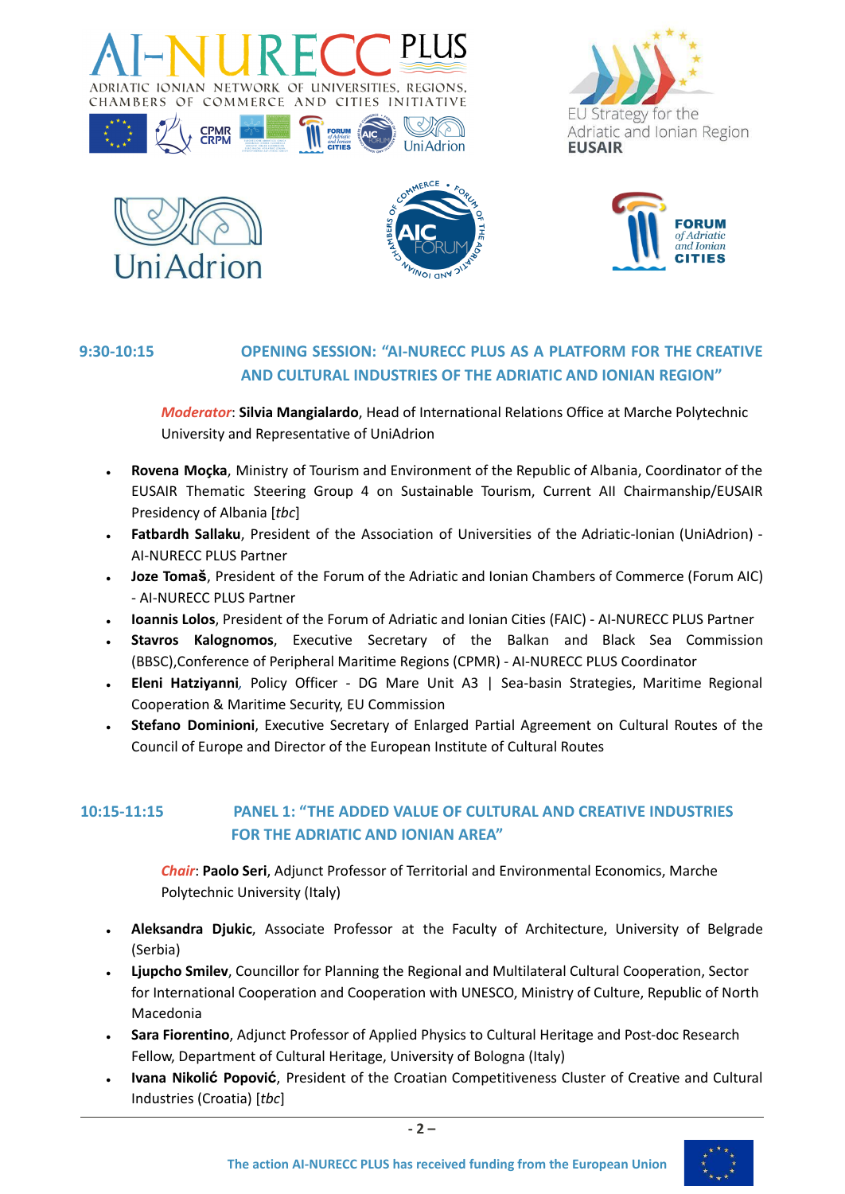**9:30-10:15** **OPENING SESSION: “AI-NURECC PLUS AS A PLATFORM FOR THE CREATIVE AND CULTURAL INDUSTRIES OF THE ADRIATIC AND IONIAN REGION”**

*Moderator*: **Silvia Mangialardo**, Head of International Relations Office at Marche Polytechnic University and Representative of UniAdrion

- **Rovena Moçka**, Ministry of Tourism and Environment of the Republic of Albania, Coordinator of the EUSAIR Thematic Steering Group 4 on Sustainable Tourism, Current AII Chairmanship/EUSAIR Presidency of Albania [*tbc*]
- **Fatbardh Sallaku**, President of the Association of Universities of the Adriatic-Ionian (UniAdrion) - AI-NURECC PLUS Partner
- **Joze Tomaš**, President of the Forum of the Adriatic and Ionian Chambers of Commerce (Forum AIC) - AI-NURECC PLUS Partner
- **Ioannis Lolos**, President of the Forum of Adriatic and Ionian Cities (FAIC) - AI-NURECC PLUS Partner
- **Stavros Kalognomos**, Executive Secretary of the Balkan and Black Sea Commission (BBSC),Conference of Peripheral Maritime Regions (CPMR) - AI-NURECC PLUS Coordinator
- **Eleni Hatziyanni**, Policy Officer - DG Mare Unit A3 | Sea-basin Strategies, Maritime Regional Cooperation & Maritime Security, EU Commission
- **Stefano Dominioni**, Executive Secretary of Enlarged Partial Agreement on Cultural Routes of the Council of Europe and Director of the European Institute of Cultural Routes

**10:15-11:15** **PANEL 1: “THE ADDED VALUE OF CULTURAL AND CREATIVE INDUSTRIES FOR THE ADRIATIC AND IONIAN AREA”**

*Chair*: **Paolo Seri**, Adjunct Professor of Territorial and Environmental Economics, Marche Polytechnic University (Italy)

- **Aleksandra Djukic**, Associate Professor at the Faculty of Architecture, University of Belgrade (Serbia)
- **Ljupcho Smilev**, Councillor for Planning the Regional and Multilateral Cultural Cooperation, Sector for International Cooperation and Cooperation with UNESCO, Ministry of Culture, Republic of North Macedonia
- **Sara Fiorentino**, Adjunct Professor of Applied Physics to Cultural Heritage and Post-doc Research Fellow, Department of Cultural Heritage, University of Bologna (Italy)
- **Ivana Nikolić Popović**, President of the Croatian Competitiveness Cluster of Creative and Cultural Industries (Croatia) [*tbc*]

The action AI-NURECC PLUS has received funding from the European Union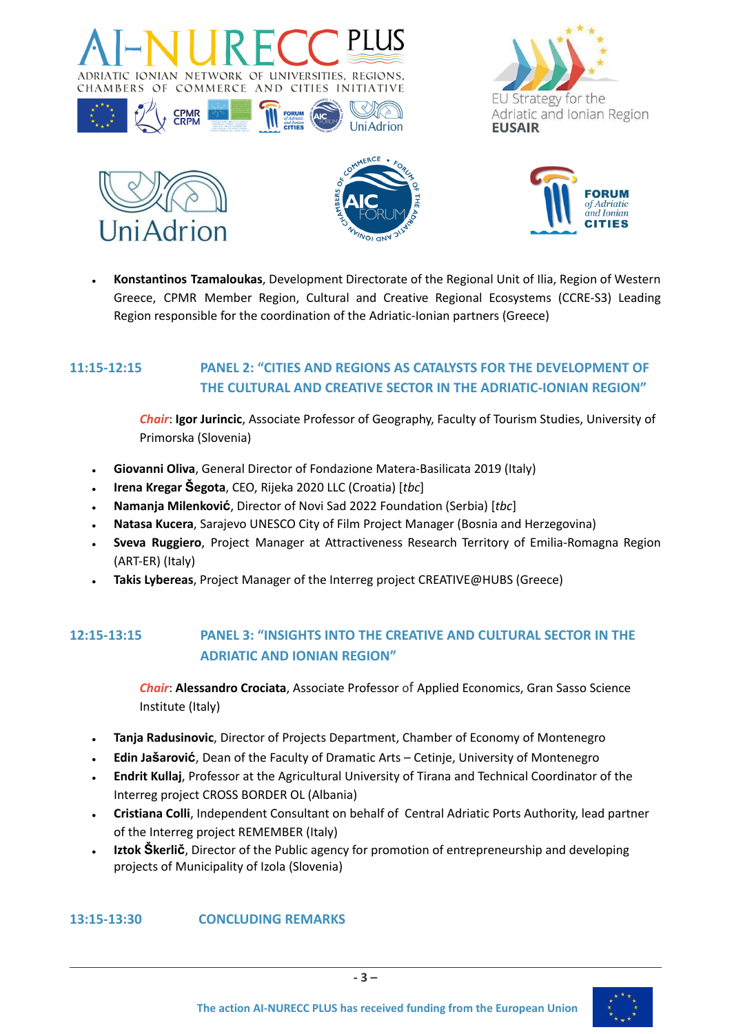- **Konstantinos Tzamaloukas**, Development Directorate of the Regional Unit of Ilia, Region of Western Greece, CPMR Member Region, Cultural and Creative Regional Ecosystems (CCRE-S3) Leading Region responsible for the coordination of the Adriatic-Ionian partners (Greece)

## 11:15-12:15 PANEL 2: "CITIES AND REGIONS AS CATALYSTS FOR THE DEVELOPMENT OF THE CULTURAL AND CREATIVE SECTOR IN THE ADRIATIC-IONIAN REGION"

*Chair*: **Igor Jurincic**, Associate Professor of Geography, Faculty of Tourism Studies, University of Primorska (Slovenia)

- **Giovanni Oliva**, General Director of Fondazione Matera-Basilicata 2019 (Italy)
- **Irena Kregar Šegota**, CEO, Rijeka 2020 LLC (Croatia) [*tbc*]
- **Namanja Milenković**, Director of Novi Sad 2022 Foundation (Serbia) [*tbc*]
- **Natasa Kucera**, Sarajevo UNESCO City of Film Project Manager (Bosnia and Herzegovina)
- **Sveva Ruggiero**, Project Manager at Attractiveness Research Territory of Emilia-Romagna Region (ART-ER) (Italy)
- **Takis Lybereas**, Project Manager of the Interreg project CREATIVE@HUBS (Greece)

## 12:15-13:15 PANEL 3: "INSIGHTS INTO THE CREATIVE AND CULTURAL SECTOR IN THE ADRIATIC AND IONIAN REGION"

*Chair*: **Alessandro Crociata**, Associate Professor of Applied Economics, Gran Sasso Science Institute (Italy)

- **Tanja Radusinovic**, Director of Projects Department, Chamber of Economy of Montenegro
- **Edin Jašarović**, Dean of the Faculty of Dramatic Arts – Cetinje, University of Montenegro
- **Endrit Kullaj**, Professor at the Agricultural University of Tirana and Technical Coordinator of the Interreg project CROSS BORDER OL (Albania)
- **Cristiana Colli**, Independent Consultant on behalf of Central Adriatic Ports Authority, lead partner of the Interreg project REMEMBER (Italy)
- **Iztok Škerlič**, Director of the Public agency for promotion of entrepreneurship and developing projects of Municipality of Izola (Slovenia)

## 13:15-13:30 CONCLUDING REMARKS

The action AI-NURECC PLUS has received funding from the European Union